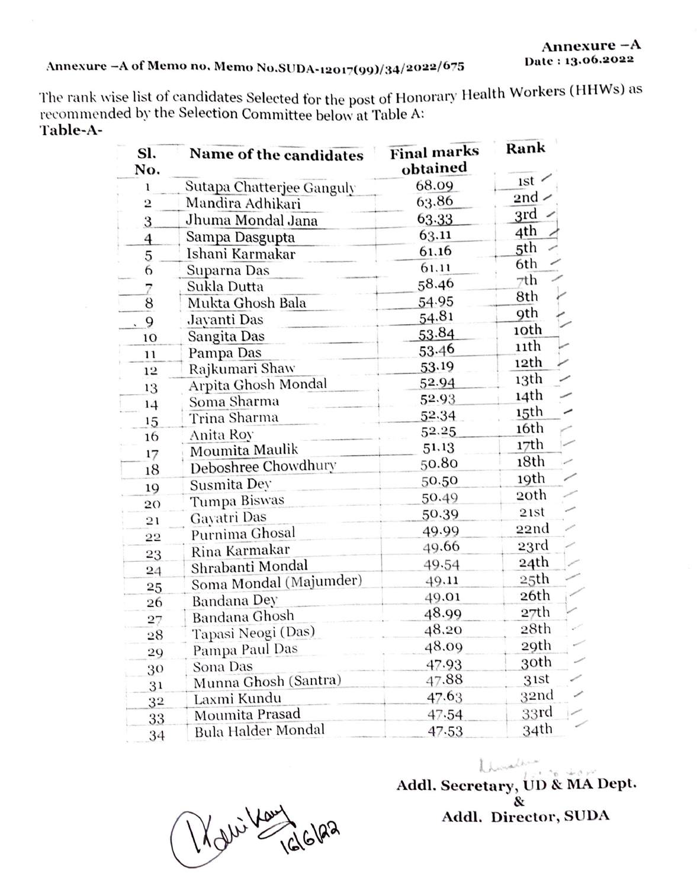Annexure –A of Memo no. Memo No.SUDA-12017(99)/34/2022/675

Annexure –A
Date : 13.06.2022

The rank wise list of candidates Selected for the post of Honorary Health Workers (HHWs) as recommended by the Selection Committee below at Table A:

**Table-A-**

| Sl. No. | Name of the candidates | Final marks obtained | Rank |
|---|---|---|---|
| 1 | Sutapa Chatterjee Ganguly | 68.09 | 1st |
| 2 | Mandira Adhikari | 63.86 | 2nd |
| 3 | Jhuma Mondal Jana | 63.33 | 3rd |
| 4 | Sampa Dasgupta | 63.11 | 4th |
| 5 | Ishani Karmakar | 61.16 | 5th |
| 6 | Suparna Das | 61.11 | 6th |
| 7 | Sukla Dutta | 58.46 | 7th |
| 8 | Mukta Ghosh Bala | 54.95 | 8th |
| 9 | Jayanti Das | 54.81 | 9th |
| 10 | Sangita Das | 53.84 | 10th |
| 11 | Pampa Das | 53.46 | 11th |
| 12 | Rajkumari Shaw | 53.19 | 12th |
| 13 | Arpita Ghosh Mondal | 52.94 | 13th |
| 14 | Soma Sharma | 52.93 | 14th |
| 15 | Trina Sharma | 52.34 | 15th |
| 16 | Anita Roy | 52.25 | 16th |
| 17 | Moumita Maulik | 51.13 | 17th |
| 18 | Deboshree Chowdhury | 50.80 | 18th |
| 19 | Susmita Dey | 50.50 | 19th |
| 20 | Tumpa Biswas | 50.49 | 20th |
| 21 | Gayatri Das | 50.39 | 21st |
| 22 | Purnima Ghosal | 49.99 | 22nd |
| 23 | Rina Karmakar | 49.66 | 23rd |
| 24 | Shrabanti Mondal | 49.54 | 24th |
| 25 | Soma Mondal (Majumder) | 49.11 | 25th |
| 26 | Bandana Dey | 49.01 | 26th |
| 27 | Bandana Ghosh | 48.99 | 27th |
| 28 | Tapasi Neogi (Das) | 48.20 | 28th |
| 29 | Pampa Paul Das | 48.09 | 29th |
| 30 | Sona Das | 47.93 | 30th |
| 31 | Munna Ghosh (Santra) | 47.88 | 31st |
| 32 | Laxmi Kundu | 47.63 | 32nd |
| 33 | Moumita Prasad | 47.54 | 33rd |
| 34 | Bula Halder Mondal | 47.53 | 34th |

16/6/22

Addl. Secretary, UD & MA Dept.
&
Addl. Director, SUDA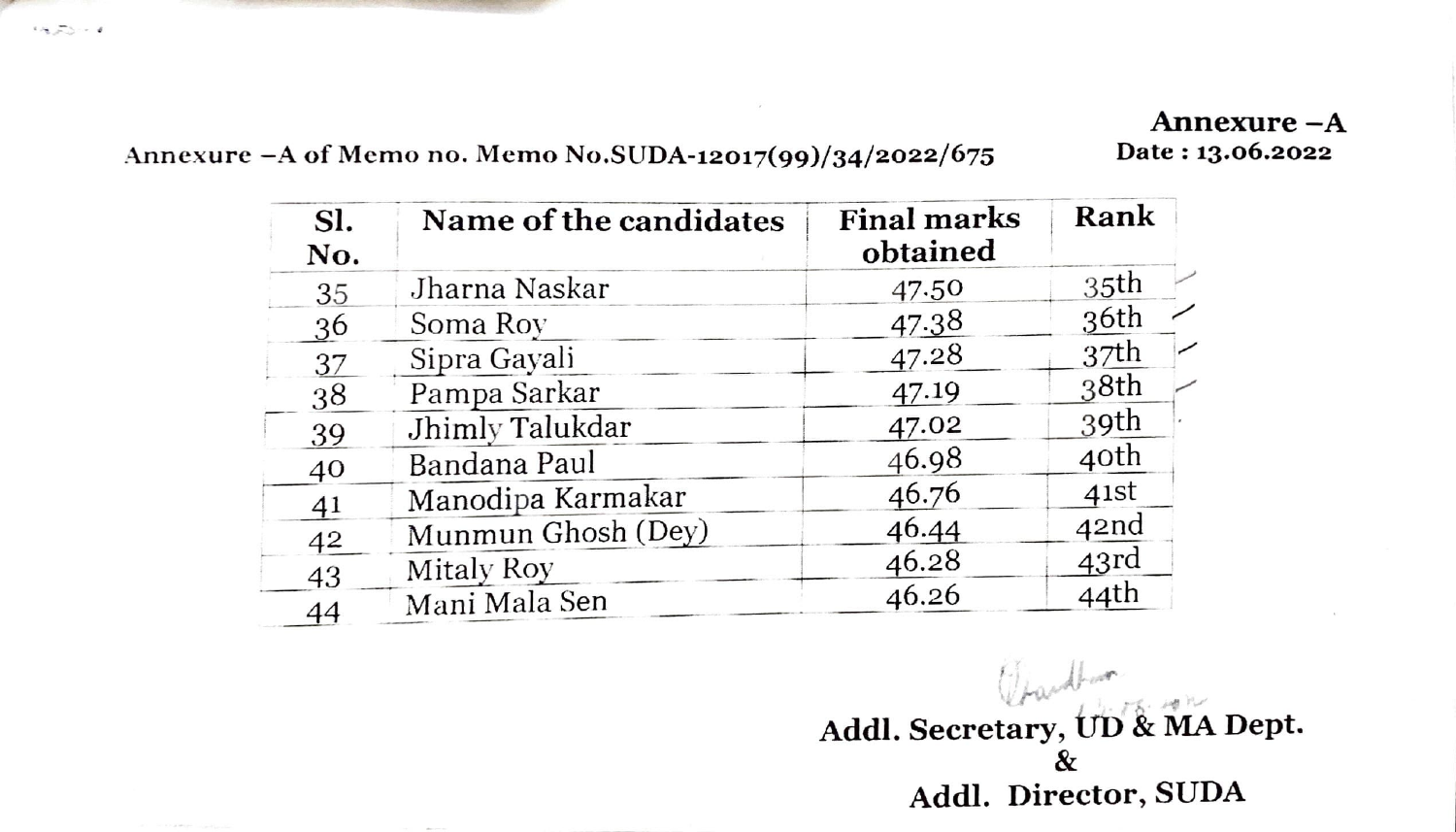**Annexure –A**

Annexure –A of Memo no. Memo No.SUDA-12017(99)/34/2022/675 **Date : 13.06.2022**

| Sl. No. | Name of the candidates | Final marks obtained | Rank |
| --- | --- | --- | --- |
| 35 | Jharna Naskar | 47.50 | 35th |
| 36 | Soma Roy | 47.38 | 36th |
| 37 | Sipra Gayali | 47.28 | 37th |
| 38 | Pampa Sarkar | 47.19 | 38th |
| 39 | Jhimly Talukdar | 47.02 | 39th |
| 40 | Bandana Paul | 46.98 | 40th |
| 41 | Manodipa Karmakar | 46.76 | 41st |
| 42 | Munmun Ghosh (Dey) | 46.44 | 42nd |
| 43 | Mitaly Roy | 46.28 | 43rd |
| 44 | Mani Mala Sen | 46.26 | 44th |

**Addl. Secretary, UD & MA Dept.**
**&**
**Addl. Director, SUDA**